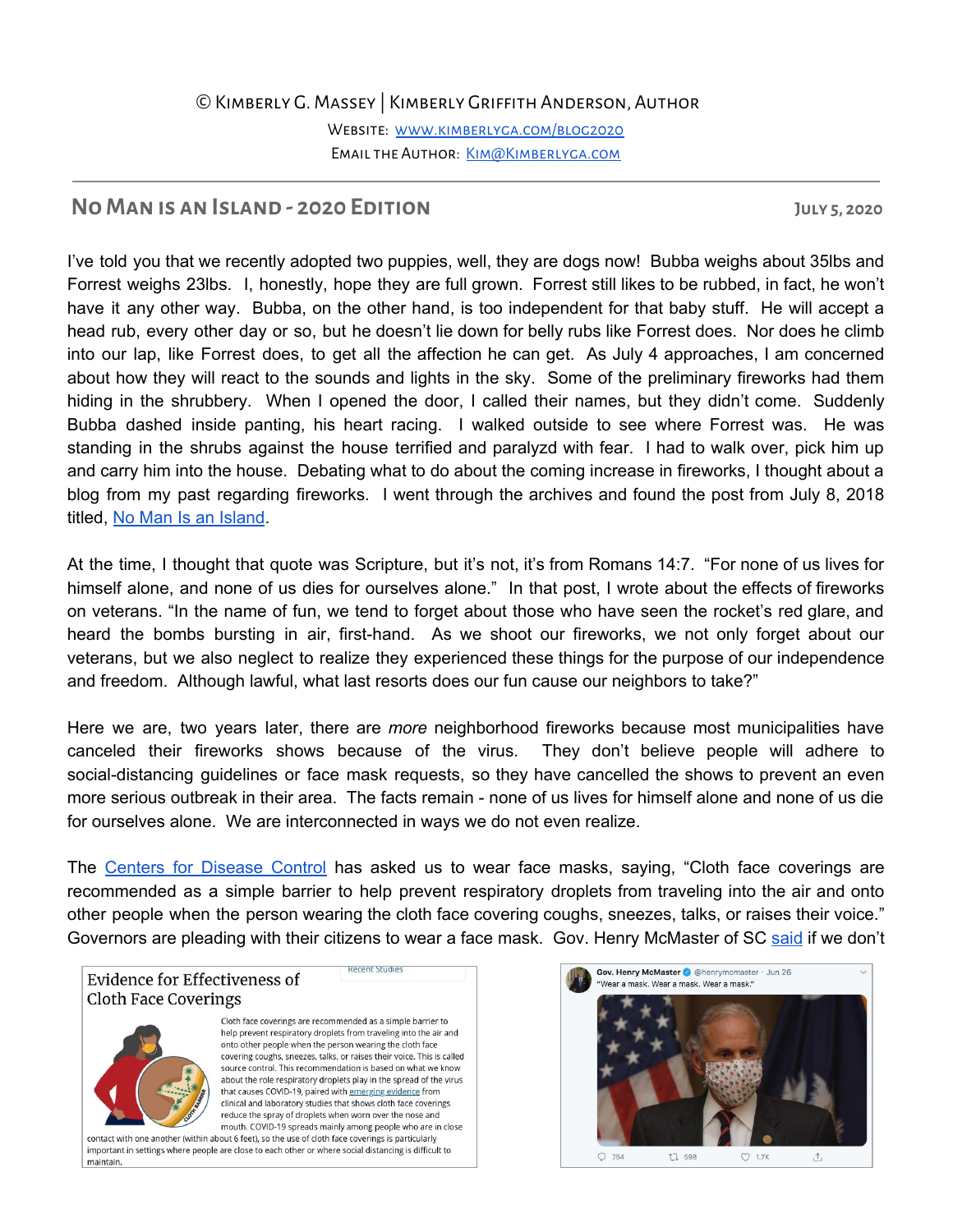© Kimberly G. Massey | Kimberly Griffith Anderson, Author

Website: [www.kimberlyga.com/blog2020](www.kimberlyga.com/blog2020)

Email the Author: [Kim@Kimberlyga.com](mailto:Kim@Kimberlyga.com)

---

## No Man is an Island - 2020 Edition

**July 5, 2020**

I've told you that we recently adopted two puppies, well, they are dogs now! Bubba weighs about 35lbs and Forrest weighs 23lbs. I, honestly, hope they are full grown. Forrest still likes to be rubbed, in fact, he won't have it any other way. Bubba, on the other hand, is too independent for that baby stuff. He will accept a head rub, every other day or so, but he doesn't lie down for belly rubs like Forrest does. Nor does he climb into our lap, like Forrest does, to get all the affection he can get. As July 4 approaches, I am concerned about how they will react to the sounds and lights in the sky. Some of the preliminary fireworks had them hiding in the shrubbery. When I opened the door, I called their names, but they didn't come. Suddenly Bubba dashed inside panting, his heart racing. I walked outside to see where Forrest was. He was standing in the shrubs against the house terrified and paralyzd with fear. I had to walk over, pick him up and carry him into the house. Debating what to do about the coming increase in fireworks, I thought about a blog from my past regarding fireworks. I went through the archives and found the post from July 8, 2018 titled, No Man Is an Island.

At the time, I thought that quote was Scripture, but it's not, it's from Romans 14:7. "For none of us lives for himself alone, and none of us dies for ourselves alone." In that post, I wrote about the effects of fireworks on veterans. "In the name of fun, we tend to forget about those who have seen the rocket's red glare, and heard the bombs bursting in air, first-hand. As we shoot our fireworks, we not only forget about our veterans, but we also neglect to realize they experienced these things for the purpose of our independence and freedom. Although lawful, what last resorts does our fun cause our neighbors to take?"

Here we are, two years later, there are *more* neighborhood fireworks because most municipalities have canceled their fireworks shows because of the virus. They don't believe people will adhere to social-distancing guidelines or face mask requests, so they have cancelled the shows to prevent an even more serious outbreak in their area. The facts remain - none of us lives for himself alone and none of us die for ourselves alone. We are interconnected in ways we do not even realize.

The Centers for Disease Control has asked us to wear face masks, saying, "Cloth face coverings are recommended as a simple barrier to help prevent respiratory droplets from traveling into the air and onto other people when the person wearing the cloth face covering coughs, sneezes, talks, or raises their voice." Governors are pleading with their citizens to wear a face mask. Gov. Henry McMaster of SC said if we don't

Recent Studies

**Evidence for Effectiveness of Cloth Face Coverings**

Cloth face coverings are recommended as a simple barrier to help prevent respiratory droplets from traveling into the air and onto other people when the person wearing the cloth face covering coughs, sneezes, talks, or raises their voice. This is called source control. This recommendation is based on what we know about the role respiratory droplets play in the spread of the virus that causes COVID-19, paired with emerging evidence from clinical and laboratory studies that shows cloth face coverings reduce the spray of droplets when worn over the nose and mouth. COVID-19 spreads mainly among people who are in close contact with one another (within about 6 feet), so the use of cloth face coverings is particularly important in settings where people are close to each other or where social distancing is difficult to maintain.

Gov. Henry McMaster @henrymcmaster · Jun 26
"Wear a mask. Wear a mask. Wear a mask."

754 598 1.7K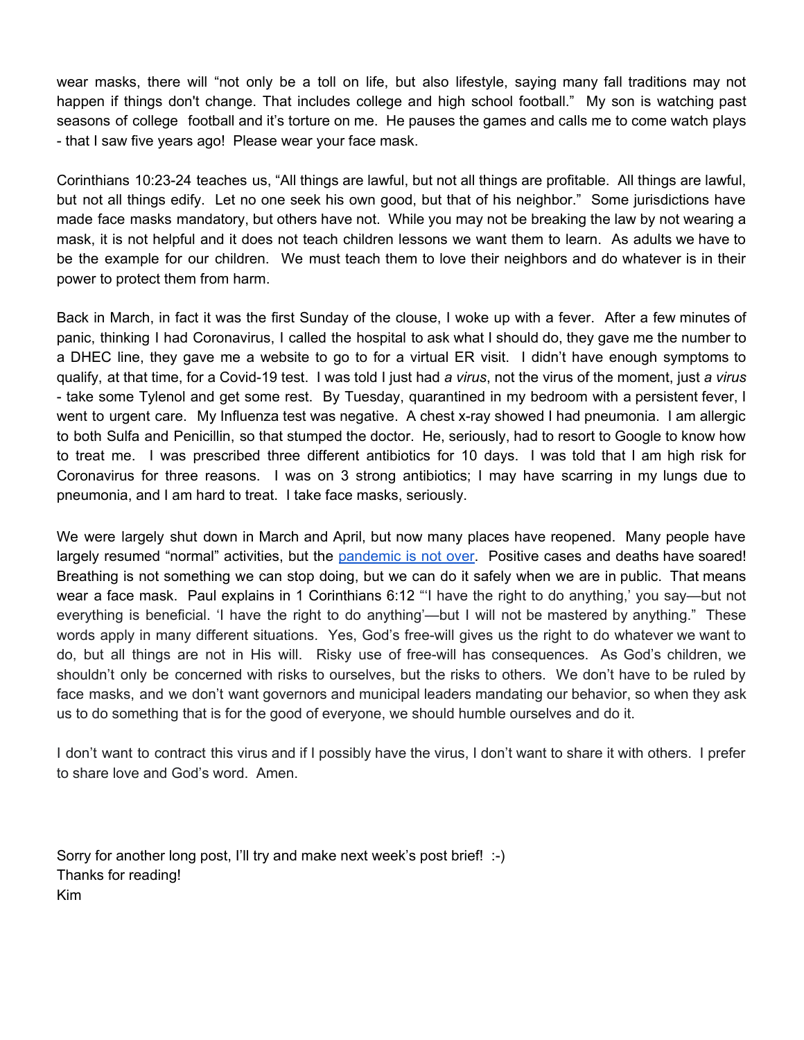wear masks, there will "not only be a toll on life, but also lifestyle, saying many fall traditions may not happen if things don't change. That includes college and high school football." My son is watching past seasons of college football and it's torture on me. He pauses the games and calls me to come watch plays - that I saw five years ago! Please wear your face mask.

Corinthians 10:23-24 teaches us, "All things are lawful, but not all things are profitable. All things are lawful, but not all things edify. Let no one seek his own good, but that of his neighbor." Some jurisdictions have made face masks mandatory, but others have not. While you may not be breaking the law by not wearing a mask, it is not helpful and it does not teach children lessons we want them to learn. As adults we have to be the example for our children. We must teach them to love their neighbors and do whatever is in their power to protect them from harm.

Back in March, in fact it was the first Sunday of the clouse, I woke up with a fever. After a few minutes of panic, thinking I had Coronavirus, I called the hospital to ask what I should do, they gave me the number to a DHEC line, they gave me a website to go to for a virtual ER visit. I didn't have enough symptoms to qualify, at that time, for a Covid-19 test. I was told I just had *a virus*, not the virus of the moment, just *a virus* - take some Tylenol and get some rest. By Tuesday, quarantined in my bedroom with a persistent fever, I went to urgent care. My Influenza test was negative. A chest x-ray showed I had pneumonia. I am allergic to both Sulfa and Penicillin, so that stumped the doctor. He, seriously, had to resort to Google to know how to treat me. I was prescribed three different antibiotics for 10 days. I was told that I am high risk for Coronavirus for three reasons. I was on 3 strong antibiotics; I may have scarring in my lungs due to pneumonia, and I am hard to treat. I take face masks, seriously.

We were largely shut down in March and April, but now many places have reopened. Many people have largely resumed "normal" activities, but the pandemic is not over. Positive cases and deaths have soared! Breathing is not something we can stop doing, but we can do it safely when we are in public. That means wear a face mask. Paul explains in 1 Corinthians 6:12 "'I have the right to do anything,' you say—but not everything is beneficial. 'I have the right to do anything'—but I will not be mastered by anything." These words apply in many different situations. Yes, God's free-will gives us the right to do whatever we want to do, but all things are not in His will. Risky use of free-will has consequences. As God's children, we shouldn't only be concerned with risks to ourselves, but the risks to others. We don't have to be ruled by face masks, and we don't want governors and municipal leaders mandating our behavior, so when they ask us to do something that is for the good of everyone, we should humble ourselves and do it.

I don't want to contract this virus and if I possibly have the virus, I don't want to share it with others. I prefer to share love and God's word. Amen.

Sorry for another long post, I'll try and make next week's post brief! :-)
Thanks for reading!
Kim